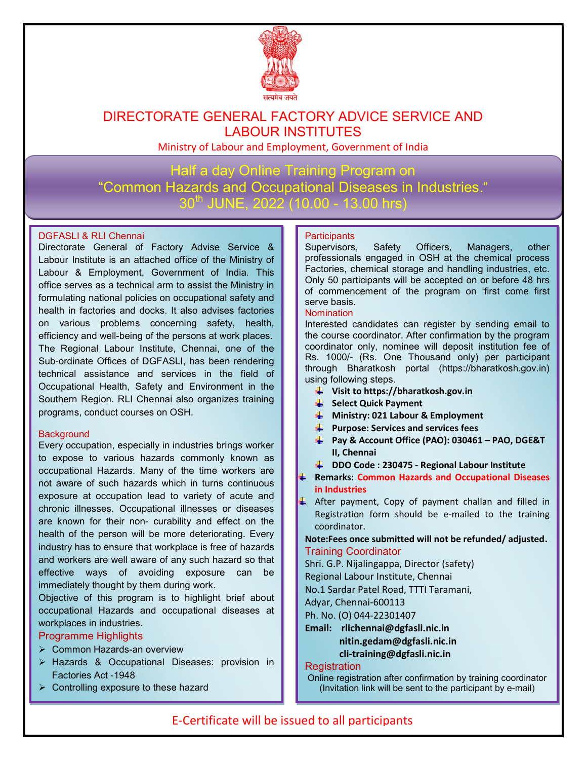सत्यमेव जयते

# DIRECTORATE GENERAL FACTORY ADVICE SERVICE AND LABOUR INSTITUTES

Ministry of Labour and Employment, Government of India

## Half a day Online Training Program on "Common Hazards and Occupational Diseases in Industries."

## 30th JUNE, 2022 (10.00 - 13.00 hrs)

### DGFASLI & RLI Chennai

Directorate General of Factory Advise Service & Labour Institute is an attached office of the Ministry of Labour & Employment, Government of India. This office serves as a technical arm to assist the Ministry in formulating national policies on occupational safety and health in factories and docks. It also advises factories on various problems concerning safety, health, efficiency and well-being of the persons at work places. The Regional Labour Institute, Chennai, one of the Sub-ordinate Offices of DGFASLI, has been rendering technical assistance and services in the field of Occupational Health, Safety and Environment in the Southern Region. RLI Chennai also organizes training programs, conduct courses on OSH.

### Background

Every occupation, especially in industries brings worker to expose to various hazards commonly known as occupational Hazards. Many of the time workers are not aware of such hazards which in turns continuous exposure at occupation lead to variety of acute and chronic illnesses. Occupational illnesses or diseases are known for their non- curability and effect on the health of the person will be more deteriorating. Every industry has to ensure that workplace is free of hazards and workers are well aware of any such hazard so that effective ways of avoiding exposure can be immediately thought by them during work.

Objective of this program is to highlight brief about occupational Hazards and occupational diseases at workplaces in industries.

### Programme Highlights

- Common Hazards-an overview
- Hazards & Occupational Diseases: provision in Factories Act -1948
- Controlling exposure to these hazard

### Participants

Supervisors, Safety Officers, Managers, other professionals engaged in OSH at the chemical process Factories, chemical storage and handling industries, etc. Only 50 participants will be accepted on or before 48 hrs of commencement of the program on 'first come first serve basis.

### Nomination

Interested candidates can register by sending email to the course coordinator. After confirmation by the program coordinator only, nominee will deposit institution fee of Rs. 1000/- (Rs. One Thousand only) per participant through Bharatkosh portal (https://bharatkosh.gov.in) using following steps.

- **Visit to https://bharatkosh.gov.in**
- **Select Quick Payment**
- **Ministry: 021 Labour & Employment**
- **Purpose: Services and services fees**
- **Pay & Account Office (PAO): 030461 – PAO, DGE&T II, Chennai**
- **DDO Code : 230475 - Regional Labour Institute**
- **Remarks: Common Hazards and Occupational Diseases in Industries**
- After payment, Copy of payment challan and filled in Registration form should be e-mailed to the training coordinator.

**Note:Fees once submitted will not be refunded/ adjusted.**

### Training Coordinator

Shri. G.P. Nijalingappa, Director (safety)
Regional Labour Institute, Chennai
No.1 Sardar Patel Road, TTTI Taramani,
Adyar, Chennai-600113
Ph. No. (O) 044-22301407

**Email: rlichennai@dgfasli.nic.in**
**nitin.gedam@dgfasli.nic.in**
**cli-training@dgfasli.nic.in**

### Registration

Online registration after confirmation by training coordinator (Invitation link will be sent to the participant by e-mail)

E-Certificate will be issued to all participants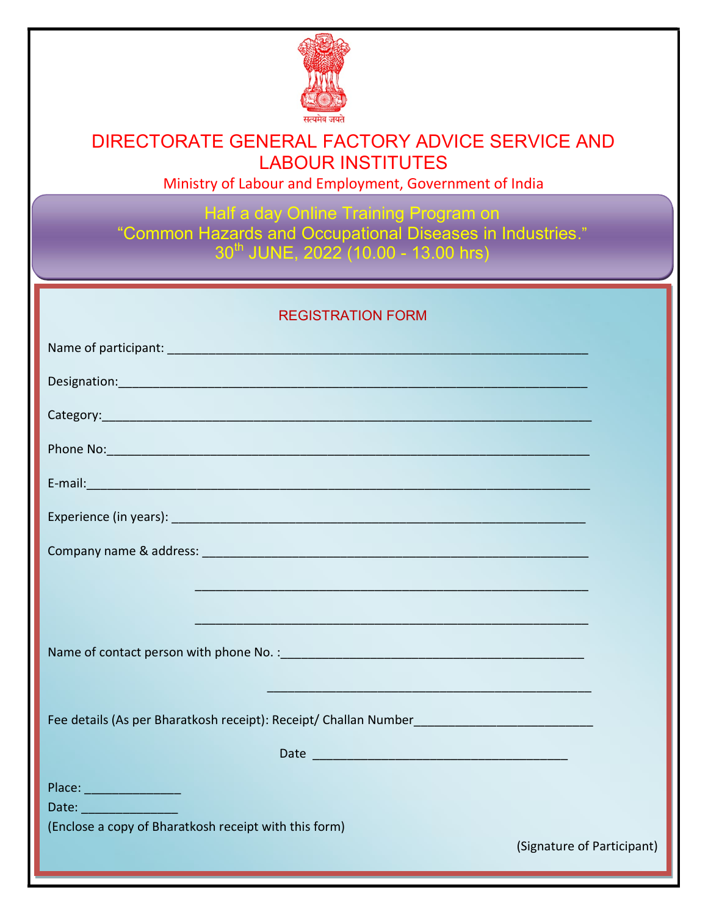सत्यमेव जयते

# DIRECTORATE GENERAL FACTORY ADVICE SERVICE AND LABOUR INSTITUTES

Ministry of Labour and Employment, Government of India

## Half a day Online Training Program on “Common Hazards and Occupational Diseases in Industries.” 30th JUNE, 2022 (10.00 - 13.00 hrs)

### REGISTRATION FORM

Name of participant: ______________________________________________________________

Designation:______________________________________________________________________

Category:_________________________________________________________________________

Phone No:_______________________________________________________________________

E-mail:__________________________________________________________________________

Experience (in years): ______________________________________________________________

Company name & address: __________________________________________________________

__________________________________________________________

__________________________________________________________

Name of contact person with phone No. :___________________________________________

___________________________________________

Fee details (As per Bharatkosh receipt): Receipt/ Challan Number_________________________

Date ______________________________________

Place: ______________

Date: ______________

(Enclose a copy of Bharatkosh receipt with this form)

(Signature of Participant)